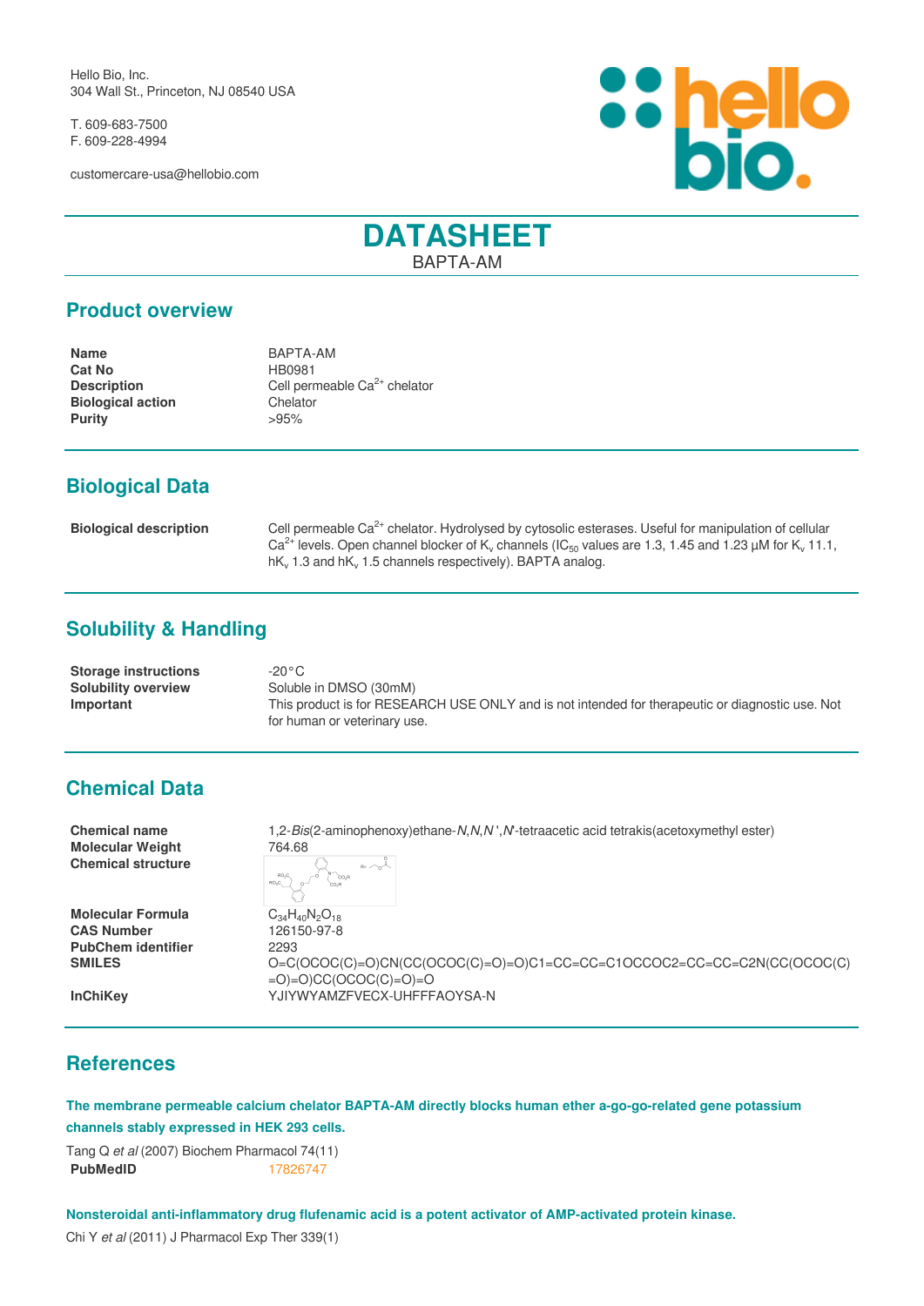Hello Bio, Inc.
304 Wall St., Princeton, NJ 08540 USA

T. 609-683-7500
F. 609-228-4994

customercare-usa@hellobio.com

# DATASHEET

BAPTA-AM

## Product overview

| | |
|---|---|
| **Name** | BAPTA-AM |
| **Cat No** | HB0981 |
| **Description** | Cell permeable $Ca^{2+}$ chelator |
| **Biological action** | Chelator |
| **Purity** | >95% |

## Biological Data

| | |
|---|---|
| **Biological description** | Cell permeable $Ca^{2+}$ chelator. Hydrolysed by cytosolic esterases. Useful for manipulation of cellular $Ca^{2+}$ levels. Open channel blocker of $K_v$ channels ($IC_{50}$ values are 1.3, 1.45 and 1.23 µM for $K_v$ 11.1, $hK_v$ 1.3 and $hK_v$ 1.5 channels respectively). BAPTA analog. |

## Solubility & Handling

| | |
|---|---|
| **Storage instructions** | -20°C |
| **Solubility overview** | Soluble in DMSO (30mM) |
| **Important** | This product is for RESEARCH USE ONLY and is not intended for therapeutic or diagnostic use. Not for human or veterinary use. |

## Chemical Data

| | |
|---|---|
| **Chemical name** | 1,2-*Bis*(2-aminophenoxy)ethane-*N*,*N*,*N'*,*N'*-tetraacetic acid tetrakis(acetoxymethyl ester) |
| **Molecular Weight** | 764.68 |
| **Chemical structure** | |
| **Molecular Formula** | $C_{34}H_{40}N_2O_{18}$ |
| **CAS Number** | 126150-97-8 |
| **PubChem identifier** | 2293 |
| **SMILES** | O=C(OCOC(C)=O)CN(CC(OCOC(C)=O)=O)C1=CC=CC=C1OCCOC2=CC=CC=C2N(CC(OCOC(C)=O)=O)CC(OCOC(C)=O)=O |
| **InChiKey** | YJIYWYAMZFVECX-UHFFFAOYSA-N |

## References

**The membrane permeable calcium chelator BAPTA-AM directly blocks human ether a-go-go-related gene potassium channels stably expressed in HEK 293 cells.**

Tang Q *et al* (2007) Biochem Pharmacol 74(11)

**PubMedID** 17826747

**Nonsteroidal anti-inflammatory drug flufenamic acid is a potent activator of AMP-activated protein kinase.**

Chi Y *et al* (2011) J Pharmacol Exp Ther 339(1)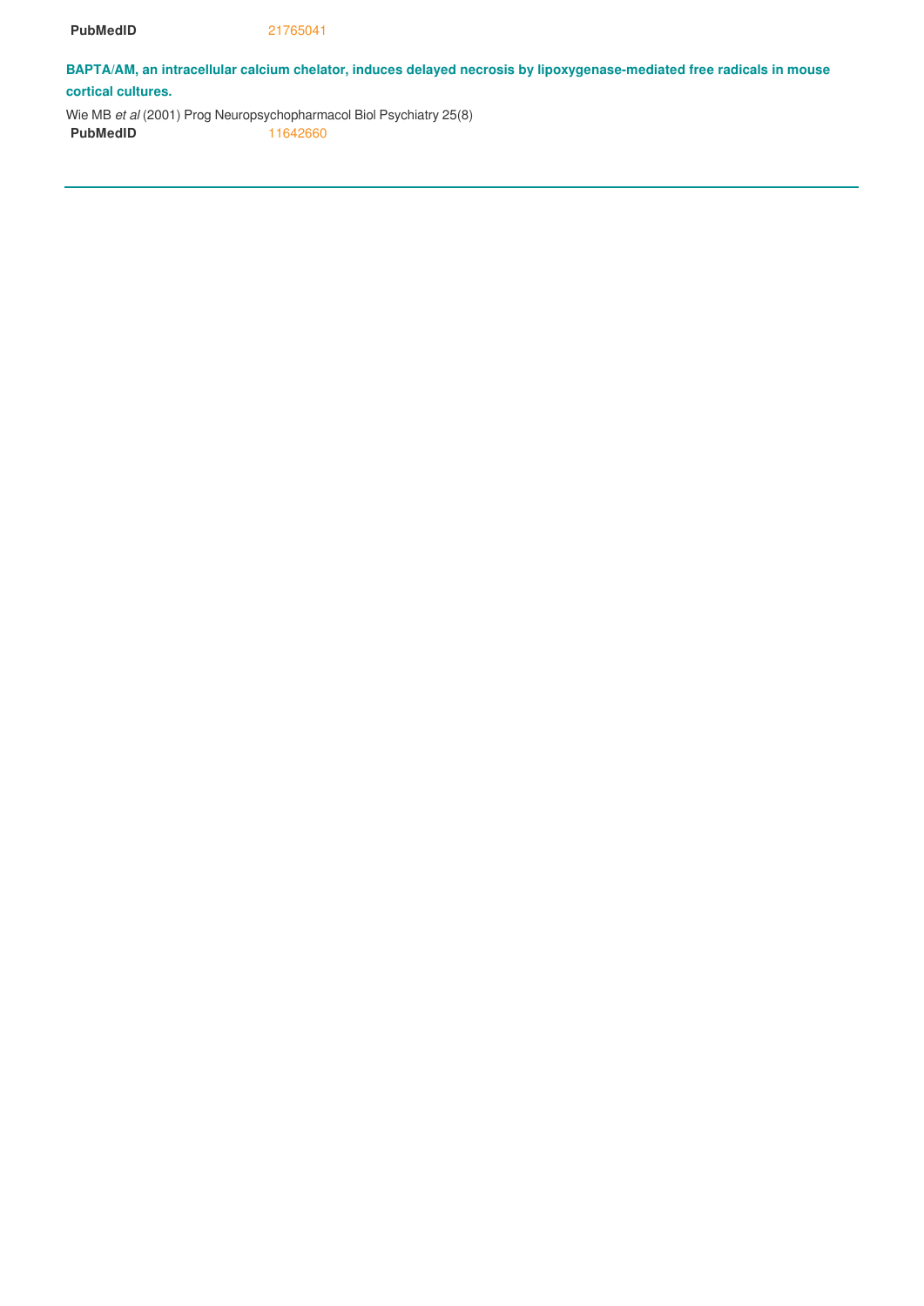**PubMedID** 21765041

**BAPTA/AM, an intracellular calcium chelator, induces delayed necrosis by lipoxygenase-mediated free radicals in mouse cortical cultures.**

Wie MB *et al* (2001) Prog Neuropsychopharmacol Biol Psychiatry 25(8)

**PubMedID** 11642660